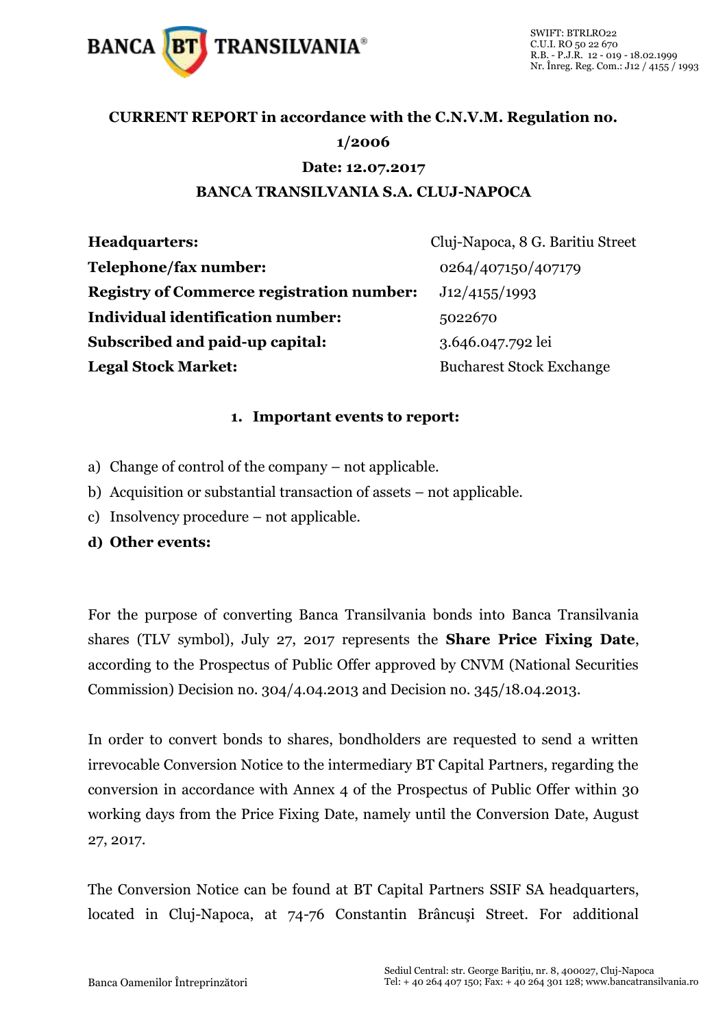**CURRENT REPORT in accordance with the C.N.V.M. Regulation no. 1/2006**

**Date: 12.07.2017**

**BANCA TRANSILVANIA S.A. CLUJ-NAPOCA**

| | |
|---|---|
| **Headquarters:** | Cluj-Napoca, 8 G. Baritiu Street |
| **Telephone/fax number:** | 0264/407150/407179 |
| **Registry of Commerce registration number:** | J12/4155/1993 |
| **Individual identification number:** | 5022670 |
| **Subscribed and paid-up capital:** | 3.646.047.792 lei |
| **Legal Stock Market:** | Bucharest Stock Exchange |

**1. Important events to report:**

a) Change of control of the company – not applicable.

b) Acquisition or substantial transaction of assets – not applicable.

c) Insolvency procedure – not applicable.

**d) Other events:**

For the purpose of converting Banca Transilvania bonds into Banca Transilvania shares (TLV symbol), July 27, 2017 represents the **Share Price Fixing Date**, according to the Prospectus of Public Offer approved by CNVM (National Securities Commission) Decision no. 304/4.04.2013 and Decision no. 345/18.04.2013.

In order to convert bonds to shares, bondholders are requested to send a written irrevocable Conversion Notice to the intermediary BT Capital Partners, regarding the conversion in accordance with Annex 4 of the Prospectus of Public Offer within 30 working days from the Price Fixing Date, namely until the Conversion Date, August 27, 2017.

The Conversion Notice can be found at BT Capital Partners SSIF SA headquarters, located in Cluj-Napoca, at 74-76 Constantin Brâncuşi Street. For additional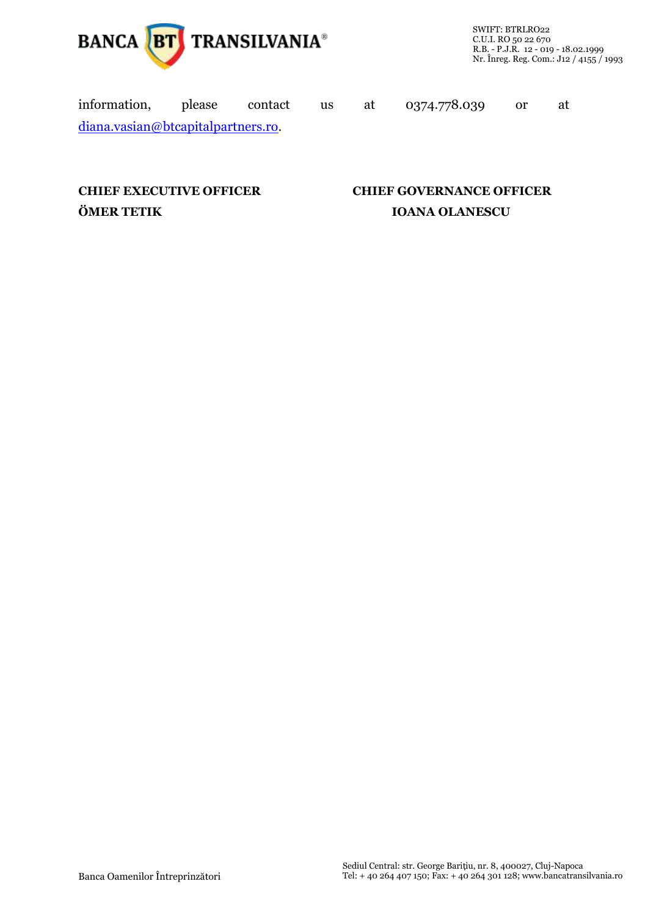information, please contact us at 0374.778.039 or at diana.vasian@btcapitalpartners.ro.

| | |
|---|---|
| **CHIEF EXECUTIVE OFFICER** | **CHIEF GOVERNANCE OFFICER** |
| **ÖMER TETIK** | **IOANA OLANESCU** |